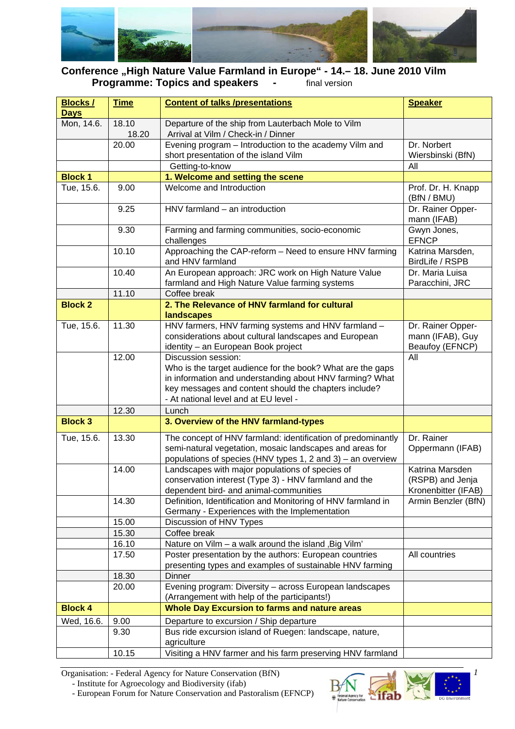# Conference „High Nature Value Farmland in Europe" - 14.– 18. June 2010 Vilm

## Programme: Topics and speakers - final version

| Blocks / Days | Time | Content of talks /presentations | Speaker |
|---|---|---|---|
| Mon, 14.6. | 18.10<br>18.20 | Departure of the ship from Lauterbach Mole to Vilm<br>Arrival at Vilm / Check-in / Dinner | |
| | 20.00 | Evening program – Introduction to the academy Vilm and short presentation of the island Vilm | Dr. Norbert Wiersbinski (BfN) |
| | | Getting-to-know | All |
| **Block 1** | | **1. Welcome and setting the scene** | |
| Tue, 15.6. | 9.00 | Welcome and Introduction | Prof. Dr. H. Knapp (BfN / BMU) |
| | 9.25 | HNV farmland – an introduction | Dr. Rainer Oppermann (IFAB) |
| | 9.30 | Farming and farming communities, socio-economic challenges | Gwyn Jones, EFNCP |
| | 10.10 | Approaching the CAP-reform – Need to ensure HNV farming and HNV farmland | Katrina Marsden, BirdLife / RSPB |
| | 10.40 | An European approach: JRC work on High Nature Value farmland and High Nature Value farming systems | Dr. Maria Luisa Paracchini, JRC |
| | 11.10 | Coffee break | |
| **Block 2** | | **2. The Relevance of HNV farmland for cultural landscapes** | |
| Tue, 15.6. | 11.30 | HNV farmers, HNV farming systems and HNV farmland – considerations about cultural landscapes and European identity – an European Book project | Dr. Rainer Oppermann (IFAB), Guy Beaufoy (EFNCP) |
| | 12.00 | Discussion session:<br>Who is the target audience for the book? What are the gaps in information and understanding about HNV farming? What key messages and content should the chapters include?<br>- At national level and at EU level - | All |
| | 12.30 | Lunch | |
| **Block 3** | | **3. Overview of the HNV farmland-types** | |
| Tue, 15.6. | 13.30 | The concept of HNV farmland: identification of predominantly semi-natural vegetation, mosaic landscapes and areas for populations of species (HNV types 1, 2 and 3) – an overview | Dr. Rainer Oppermann (IFAB) |
| | 14.00 | Landscapes with major populations of species of conservation interest (Type 3) - HNV farmland and the dependent bird- and animal-communities | Katrina Marsden (RSPB) and Jenja Kronenbitter (IFAB) |
| | 14.30 | Definition, Identification and Monitoring of HNV farmland in Germany - Experiences with the Implementation | Armin Benzler (BfN) |
| | 15.00 | Discussion of HNV Types | |
| | 15.30 | Coffee break | |
| | 16.10 | Nature on Vilm – a walk around the island ‚Big Vilm' | |
| | 17.50 | Poster presentation by the authors: European countries presenting types and examples of sustainable HNV farming | All countries |
| | 18.30 | Dinner | |
| | 20.00 | Evening program: Diversity – across European landscapes (Arrangement with help of the participants!) | |
| **Block 4** | | **Whole Day Excursion to farms and nature areas** | |
| Wed, 16.6. | 9.00 | Departure to excursion / Ship departure | |
| | 9.30 | Bus ride excursion island of Ruegen: landscape, nature, agriculture | |
| | 10.15 | Visiting a HNV farmer and his farm preserving HNV farmland | |

Organisation: - Federal Agency for Nature Conservation (BfN)
- Institute for Agroecology and Biodiversity (ifab)
- European Forum for Nature Conservation and Pastoralism (EFNCP)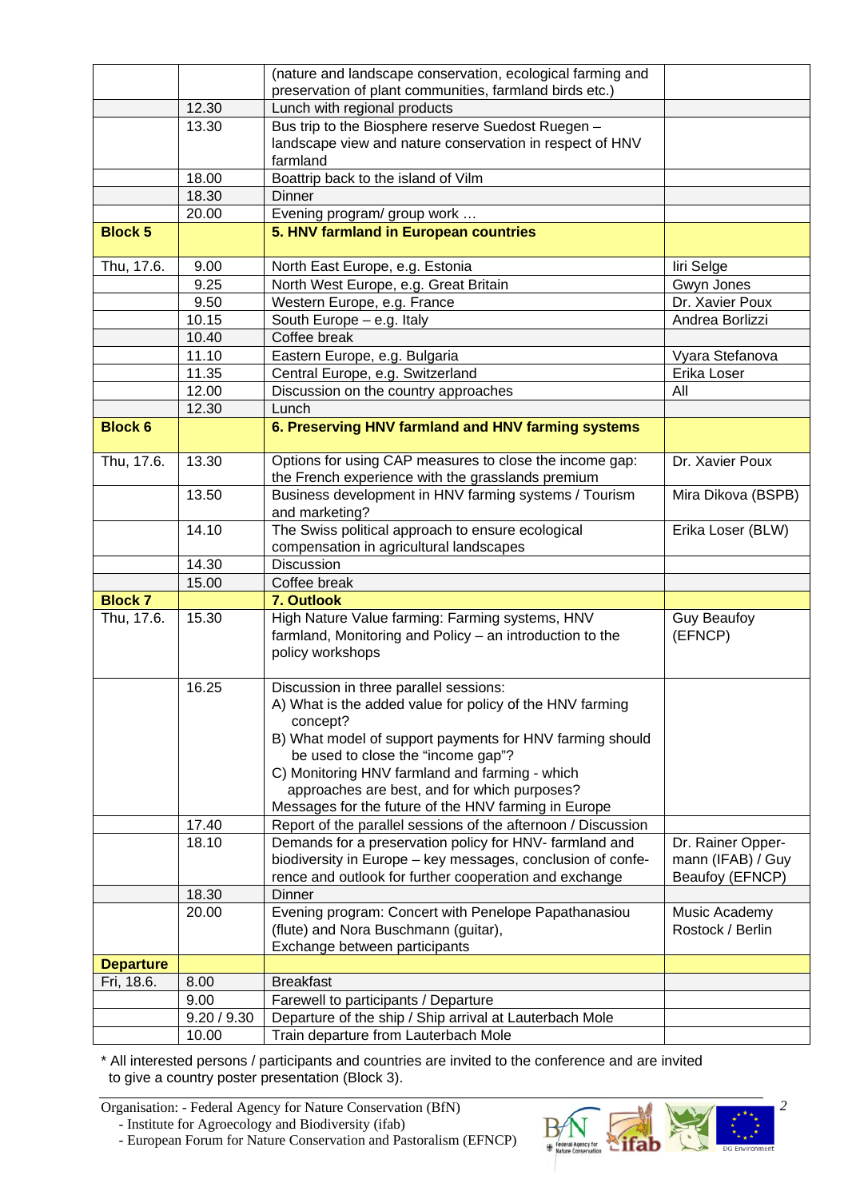| | | | |
|---|---|---|---|
| | | (nature and landscape conservation, ecological farming and preservation of plant communities, farmland birds etc.) | |
| | 12.30 | Lunch with regional products | |
| | 13.30 | Bus trip to the Biosphere reserve Suedost Ruegen – landscape view and nature conservation in respect of HNV farmland | |
| | 18.00 | Boattrip back to the island of Vilm | |
| | 18.30 | Dinner | |
| | 20.00 | Evening program/ group work … | |
| **Block 5** | | **5. HNV farmland in European countries** | |
| Thu, 17.6. | 9.00 | North East Europe, e.g. Estonia | Iiri Selge |
| | 9.25 | North West Europe, e.g. Great Britain | Gwyn Jones |
| | 9.50 | Western Europe, e.g. France | Dr. Xavier Poux |
| | 10.15 | South Europe – e.g. Italy | Andrea Borlizzi |
| | 10.40 | Coffee break | |
| | 11.10 | Eastern Europe, e.g. Bulgaria | Vyara Stefanova |
| | 11.35 | Central Europe, e.g. Switzerland | Erika Loser |
| | 12.00 | Discussion on the country approaches | All |
| | 12.30 | Lunch | |
| **Block 6** | | **6. Preserving HNV farmland and HNV farming systems** | |
| Thu, 17.6. | 13.30 | Options for using CAP measures to close the income gap: the French experience with the grasslands premium | Dr. Xavier Poux |
| | 13.50 | Business development in HNV farming systems / Tourism and marketing? | Mira Dikova (BSPB) |
| | 14.10 | The Swiss political approach to ensure ecological compensation in agricultural landscapes | Erika Loser (BLW) |
| | 14.30 | Discussion | |
| | 15.00 | Coffee break | |
| **Block 7** | | **7. Outlook** | |
| Thu, 17.6. | 15.30 | High Nature Value farming: Farming systems, HNV farmland, Monitoring and Policy – an introduction to the policy workshops | Guy Beaufoy (EFNCP) |
| | 16.25 | Discussion in three parallel sessions:<br>A) What is the added value for policy of the HNV farming concept?<br>B) What model of support payments for HNV farming should be used to close the "income gap"?<br>C) Monitoring HNV farmland and farming - which approaches are best, and for which purposes?<br>Messages for the future of the HNV farming in Europe | |
| | 17.40 | Report of the parallel sessions of the afternoon / Discussion | |
| | 18.10 | Demands for a preservation policy for HNV- farmland and biodiversity in Europe – key messages, conclusion of conference and outlook for further cooperation and exchange | Dr. Rainer Oppermann (IFAB) / Guy Beaufoy (EFNCP) |
| | 18.30 | Dinner | |
| | 20.00 | Evening program: Concert with Penelope Papathanasiou (flute) and Nora Buschmann (guitar),<br>Exchange between participants | Music Academy Rostock / Berlin |
| **Departure** | | | |
| Fri, 18.6. | 8.00 | Breakfast | |
| | 9.00 | Farewell to participants / Departure | |
| | 9.20 / 9.30 | Departure of the ship / Ship arrival at Lauterbach Mole | |
| | 10.00 | Train departure from Lauterbach Mole | |

* All interested persons / participants and countries are invited to the conference and are invited to give a country poster presentation (Block 3).

Organisation: - Federal Agency for Nature Conservation (BfN)
- Institute for Agroecology and Biodiversity (ifab)
- European Forum for Nature Conservation and Pastoralism (EFNCP)